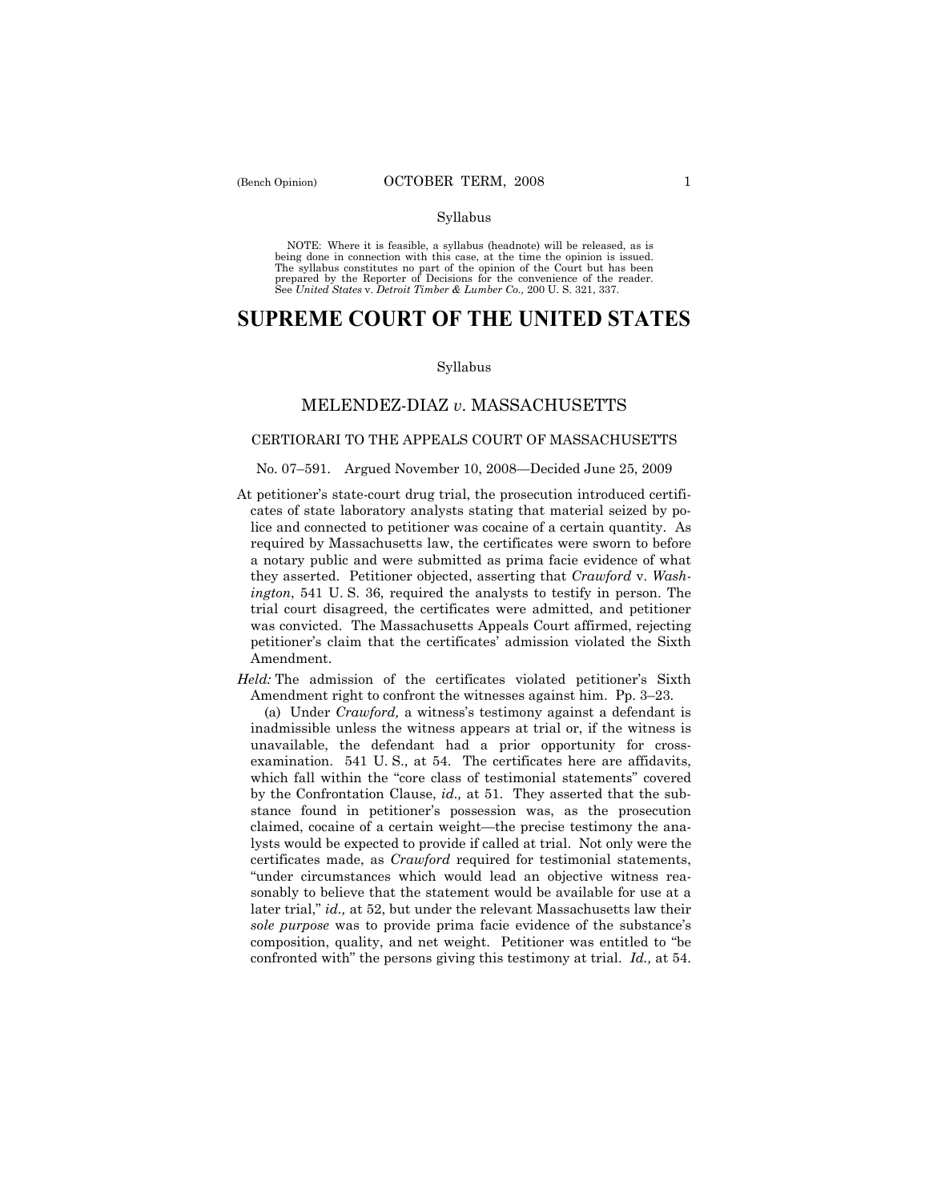Syllabus

NOTE: Where it is feasible, a syllabus (headnote) will be released, as is being done in connection with this case, at the time the opinion is issued. The syllabus constitutes no part of the opinion of the Court but has been prepared by the Reporter of Decisions for the convenience of the reader. See *United States* v. *Detroit Timber & Lumber Co.,* 200 U. S. 321, 337.

# SUPREME COURT OF THE UNITED STATES

Syllabus

## MELENDEZ-DIAZ *v.* MASSACHUSETTS

### CERTIORARI TO THE APPEALS COURT OF MASSACHUSETTS

No. 07–591. Argued November 10, 2008—Decided June 25, 2009

At petitioner's state-court drug trial, the prosecution introduced certificates of state laboratory analysts stating that material seized by police and connected to petitioner was cocaine of a certain quantity. As required by Massachusetts law, the certificates were sworn to before a notary public and were submitted as prima facie evidence of what they asserted. Petitioner objected, asserting that *Crawford* v. *Washington*, 541 U. S. 36, required the analysts to testify in person. The trial court disagreed, the certificates were admitted, and petitioner was convicted. The Massachusetts Appeals Court affirmed, rejecting petitioner's claim that the certificates' admission violated the Sixth Amendment.

*Held:* The admission of the certificates violated petitioner's Sixth Amendment right to confront the witnesses against him. Pp. 3–23.

(a) Under *Crawford,* a witness's testimony against a defendant is inadmissible unless the witness appears at trial or, if the witness is unavailable, the defendant had a prior opportunity for cross-examination. 541 U. S., at 54. The certificates here are affidavits, which fall within the "core class of testimonial statements" covered by the Confrontation Clause, *id.,* at 51. They asserted that the substance found in petitioner's possession was, as the prosecution claimed, cocaine of a certain weight—the precise testimony the analysts would be expected to provide if called at trial. Not only were the certificates made, as *Crawford* required for testimonial statements, "under circumstances which would lead an objective witness reasonably to believe that the statement would be available for use at a later trial," *id.,* at 52, but under the relevant Massachusetts law their *sole purpose* was to provide prima facie evidence of the substance's composition, quality, and net weight. Petitioner was entitled to "be confronted with" the persons giving this testimony at trial. *Id.,* at 54.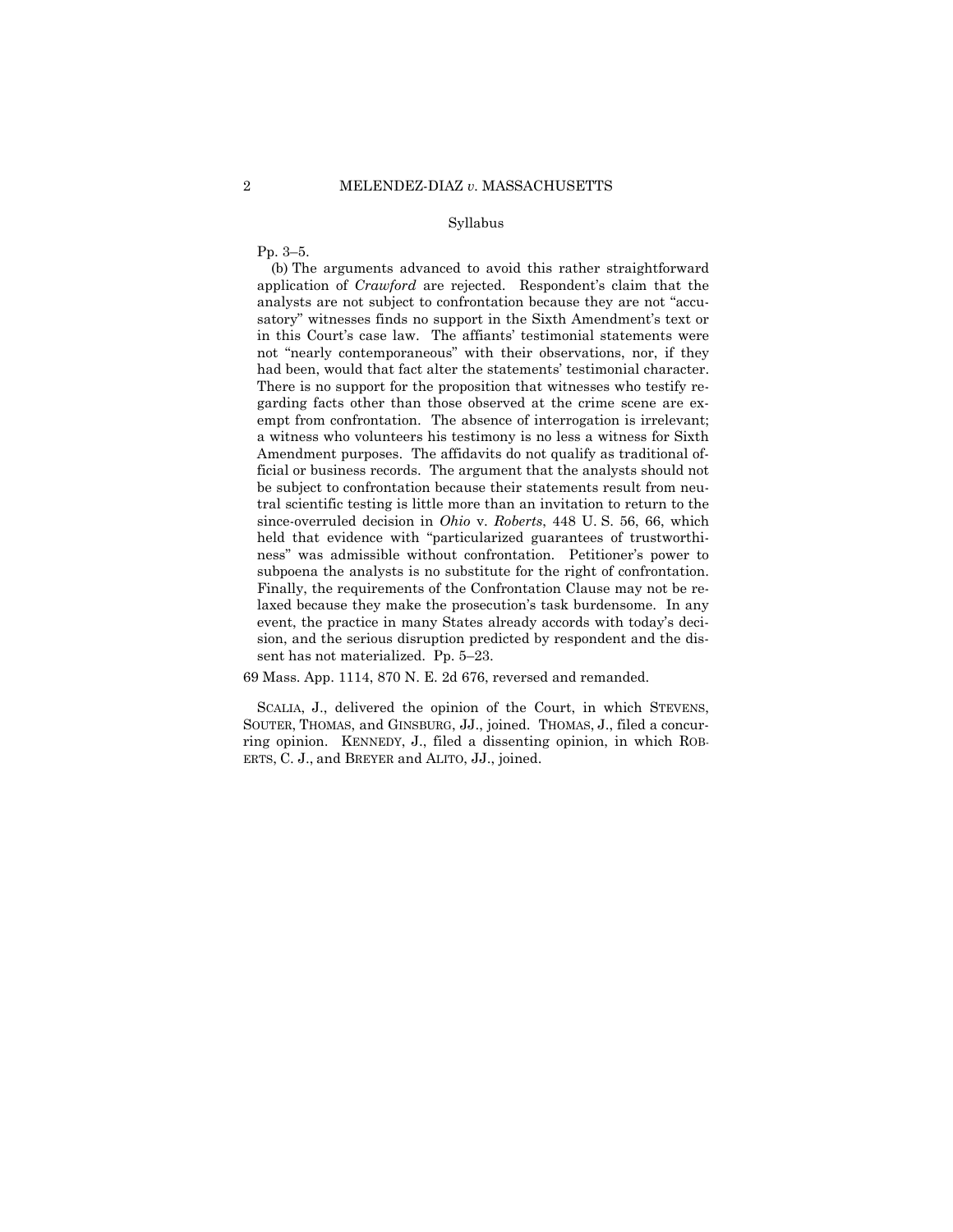Syllabus

Pp. 3–5.

(b) The arguments advanced to avoid this rather straightforward application of *Crawford* are rejected. Respondent's claim that the analysts are not subject to confrontation because they are not "accusatory" witnesses finds no support in the Sixth Amendment's text or in this Court's case law. The affiants' testimonial statements were not "nearly contemporaneous" with their observations, nor, if they had been, would that fact alter the statements' testimonial character. There is no support for the proposition that witnesses who testify regarding facts other than those observed at the crime scene are exempt from confrontation. The absence of interrogation is irrelevant; a witness who volunteers his testimony is no less a witness for Sixth Amendment purposes. The affidavits do not qualify as traditional official or business records. The argument that the analysts should not be subject to confrontation because their statements result from neutral scientific testing is little more than an invitation to return to the since-overruled decision in *Ohio* v. *Roberts*, 448 U. S. 56, 66, which held that evidence with "particularized guarantees of trustworthiness" was admissible without confrontation. Petitioner's power to subpoena the analysts is no substitute for the right of confrontation. Finally, the requirements of the Confrontation Clause may not be relaxed because they make the prosecution's task burdensome. In any event, the practice in many States already accords with today's decision, and the serious disruption predicted by respondent and the dissent has not materialized. Pp. 5–23.

69 Mass. App. 1114, 870 N. E. 2d 676, reversed and remanded.

SCALIA, J., delivered the opinion of the Court, in which STEVENS, SOUTER, THOMAS, and GINSBURG, JJ., joined. THOMAS, J., filed a concurring opinion. KENNEDY, J., filed a dissenting opinion, in which ROBERTS, C. J., and BREYER and ALITO, JJ., joined.